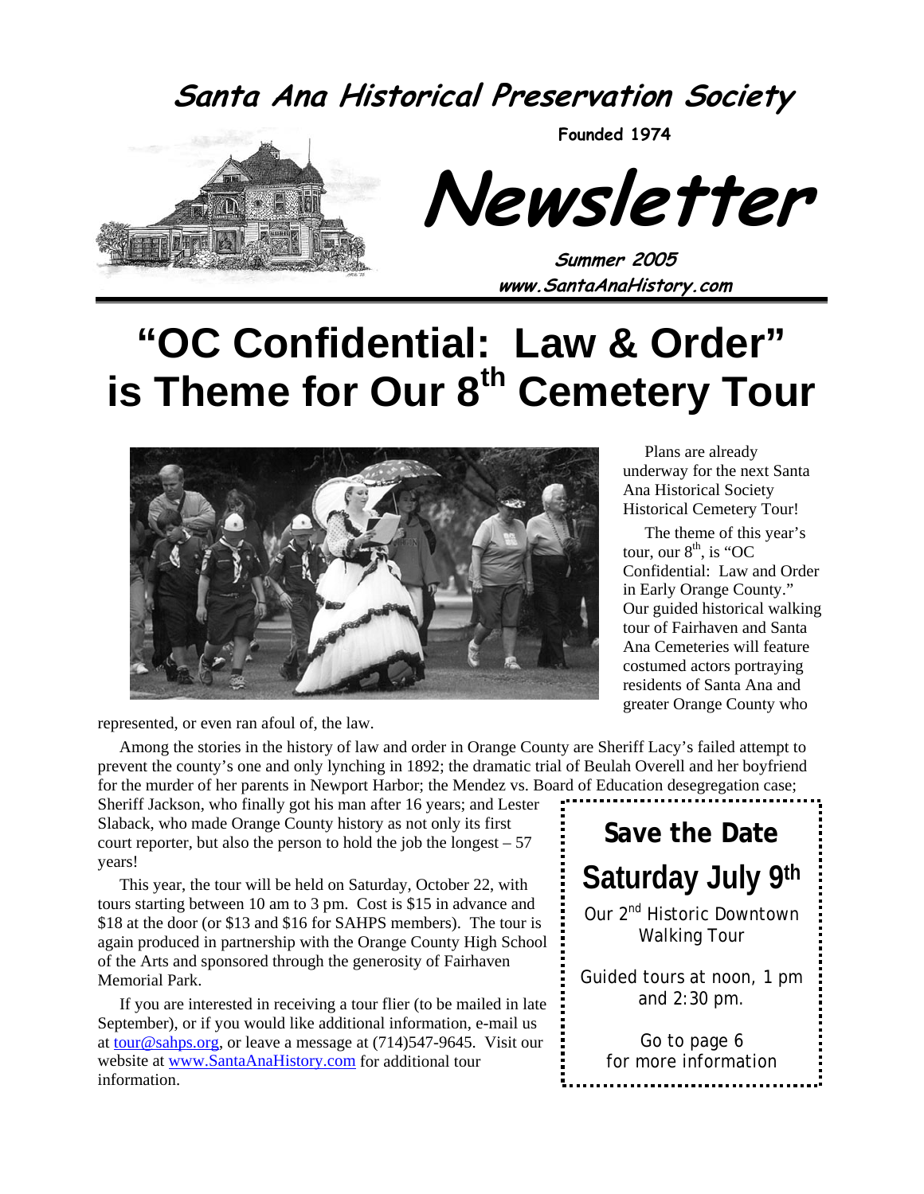# Santa Ana Historical Preservation Society

**Founded 1974**

# Newsletter

**Summer 2005**

**www.SantaAnaHistory.com**

# "OC Confidential: Law & Order" is Theme for Our 8th Cemetery Tour

Plans are already underway for the next Santa Ana Historical Society Historical Cemetery Tour!

The theme of this year's tour, our 8th, is "OC Confidential: Law and Order in Early Orange County." Our guided historical walking tour of Fairhaven and Santa Ana Cemeteries will feature costumed actors portraying residents of Santa Ana and greater Orange County who represented, or even ran afoul of, the law.

Among the stories in the history of law and order in Orange County are Sheriff Lacy's failed attempt to prevent the county's one and only lynching in 1892; the dramatic trial of Beulah Overell and her boyfriend for the murder of her parents in Newport Harbor; the Mendez vs. Board of Education desegregation case; Sheriff Jackson, who finally got his man after 16 years; and Lester Slaback, who made Orange County history as not only its first court reporter, but also the person to hold the job the longest – 57 years!

This year, the tour will be held on Saturday, October 22, with tours starting between 10 am to 3 pm. Cost is $15 in advance and $18 at the door (or $13 and $16 for SAHPS members). The tour is again produced in partnership with the Orange County High School of the Arts and sponsored through the generosity of Fairhaven Memorial Park.

If you are interested in receiving a tour flier (to be mailed in late September), or if you would like additional information, e-mail us at tour@sahps.org, or leave a message at (714)547-9645. Visit our website at www.SantaAnaHistory.com for additional tour information.

---

**Save the Date**

**Saturday July 9th**

Our 2nd Historic Downtown Walking Tour

Guided tours at noon, 1 pm and 2:30 pm.

Go to page 6 for more information

---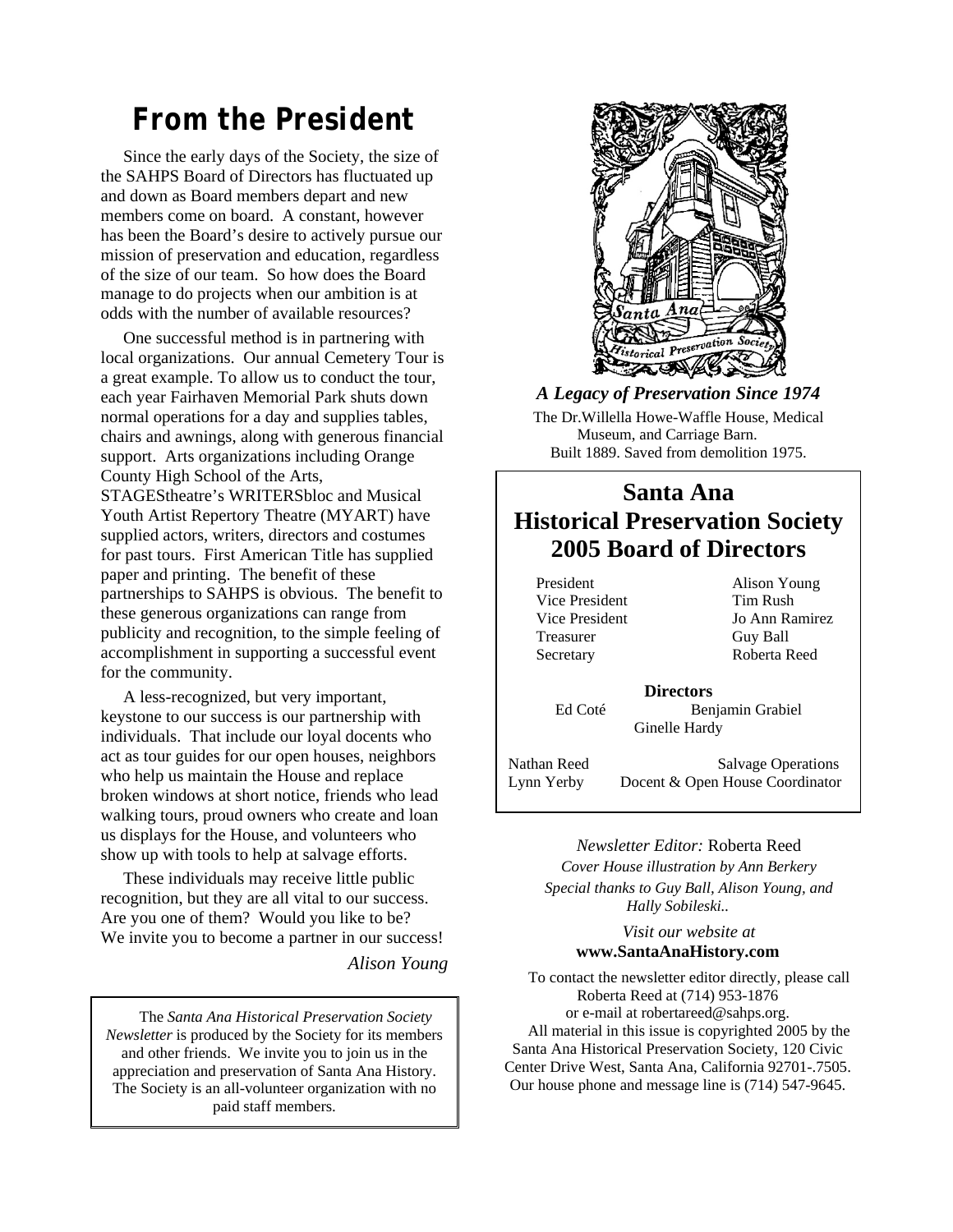# From the President

Since the early days of the Society, the size of the SAHPS Board of Directors has fluctuated up and down as Board members depart and new members come on board. A constant, however has been the Board's desire to actively pursue our mission of preservation and education, regardless of the size of our team. So how does the Board manage to do projects when our ambition is at odds with the number of available resources?

One successful method is in partnering with local organizations. Our annual Cemetery Tour is a great example. To allow us to conduct the tour, each year Fairhaven Memorial Park shuts down normal operations for a day and supplies tables, chairs and awnings, along with generous financial support. Arts organizations including Orange County High School of the Arts, STAGEStheatre's WRITERSbloc and Musical Youth Artist Repertory Theatre (MYART) have supplied actors, writers, directors and costumes for past tours. First American Title has supplied paper and printing. The benefit of these partnerships to SAHPS is obvious. The benefit to these generous organizations can range from publicity and recognition, to the simple feeling of accomplishment in supporting a successful event for the community.

A less-recognized, but very important, keystone to our success is our partnership with individuals. That include our loyal docents who act as tour guides for our open houses, neighbors who help us maintain the House and replace broken windows at short notice, friends who lead walking tours, proud owners who create and loan us displays for the House, and volunteers who show up with tools to help at salvage efforts.

These individuals may receive little public recognition, but they are all vital to our success. Are you one of them? Would you like to be? We invite you to become a partner in our success!

*Alison Young*

The *Santa Ana Historical Preservation Society Newsletter* is produced by the Society for its members and other friends. We invite you to join us in the appreciation and preservation of Santa Ana History. The Society is an all-volunteer organization with no paid staff members.

***A Legacy of Preservation Since 1974***

The Dr.Willella Howe-Waffle House, Medical Museum, and Carriage Barn. Built 1889. Saved from demolition 1975.

## Santa Ana Historical Preservation Society 2005 Board of Directors

| | |
|---|---|
| President | Alison Young |
| Vice President | Tim Rush |
| Vice President | Jo Ann Ramirez |
| Treasurer | Guy Ball |
| Secretary | Roberta Reed |

**Directors**

Ed Coté, Benjamin Grabiel, Ginelle Hardy

| | |
|---|---|
| Nathan Reed | Salvage Operations |
| Lynn Yerby | Docent & Open House Coordinator |

*Newsletter Editor:* Roberta Reed

*Cover House illustration by Ann Berkery*

*Special thanks to Guy Ball, Alison Young, and Hally Sobileski..*

*Visit our website at*
**www.SantaAnaHistory.com**

To contact the newsletter editor directly, please call Roberta Reed at (714) 953-1876 or e-mail at robertareed@sahps.org.

All material in this issue is copyrighted 2005 by the Santa Ana Historical Preservation Society, 120 Civic Center Drive West, Santa Ana, California 92701-.7505. Our house phone and message line is (714) 547-9645.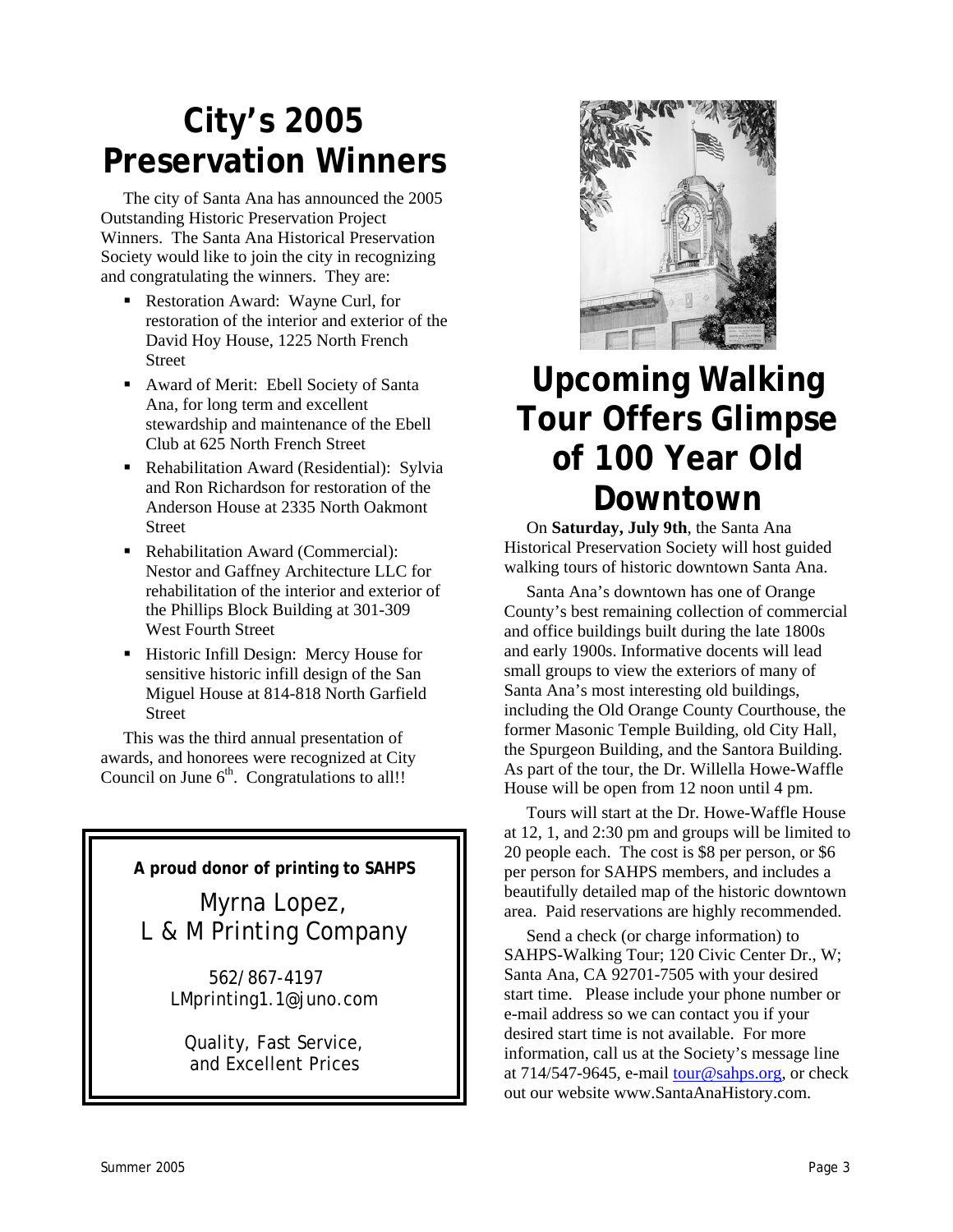# City's 2005 Preservation Winners

The city of Santa Ana has announced the 2005 Outstanding Historic Preservation Project Winners. The Santa Ana Historical Preservation Society would like to join the city in recognizing and congratulating the winners. They are:

- Restoration Award: Wayne Curl, for restoration of the interior and exterior of the David Hoy House, 1225 North French Street
- Award of Merit: Ebell Society of Santa Ana, for long term and excellent stewardship and maintenance of the Ebell Club at 625 North French Street
- Rehabilitation Award (Residential): Sylvia and Ron Richardson for restoration of the Anderson House at 2335 North Oakmont Street
- Rehabilitation Award (Commercial): Nestor and Gaffney Architecture LLC for rehabilitation of the interior and exterior of the Phillips Block Building at 301-309 West Fourth Street
- Historic Infill Design: Mercy House for sensitive historic infill design of the San Miguel House at 814-818 North Garfield Street

This was the third annual presentation of awards, and honorees were recognized at City Council on June 6th. Congratulations to all!!

---

**A proud donor of printing to SAHPS**

Myrna Lopez,
L & M Printing Company

562/867-4197
LMprinting1.1@juno.com

Quality, Fast Service,
and Excellent Prices

---

# Upcoming Walking Tour Offers Glimpse of 100 Year Old Downtown

On **Saturday, July 9th**, the Santa Ana Historical Preservation Society will host guided walking tours of historic downtown Santa Ana.

Santa Ana's downtown has one of Orange County's best remaining collection of commercial and office buildings built during the late 1800s and early 1900s. Informative docents will lead small groups to view the exteriors of many of Santa Ana's most interesting old buildings, including the Old Orange County Courthouse, the former Masonic Temple Building, old City Hall, the Spurgeon Building, and the Santora Building. As part of the tour, the Dr. Willella Howe-Waffle House will be open from 12 noon until 4 pm.

Tours will start at the Dr. Howe-Waffle House at 12, 1, and 2:30 pm and groups will be limited to 20 people each. The cost is $8 per person, or $6 per person for SAHPS members, and includes a beautifully detailed map of the historic downtown area. Paid reservations are highly recommended.

Send a check (or charge information) to SAHPS-Walking Tour; 120 Civic Center Dr., W; Santa Ana, CA 92701-7505 with your desired start time. Please include your phone number or e-mail address so we can contact you if your desired start time is not available. For more information, call us at the Society's message line at 714/547-9645, e-mail tour@sahps.org, or check out our website www.SantaAnaHistory.com.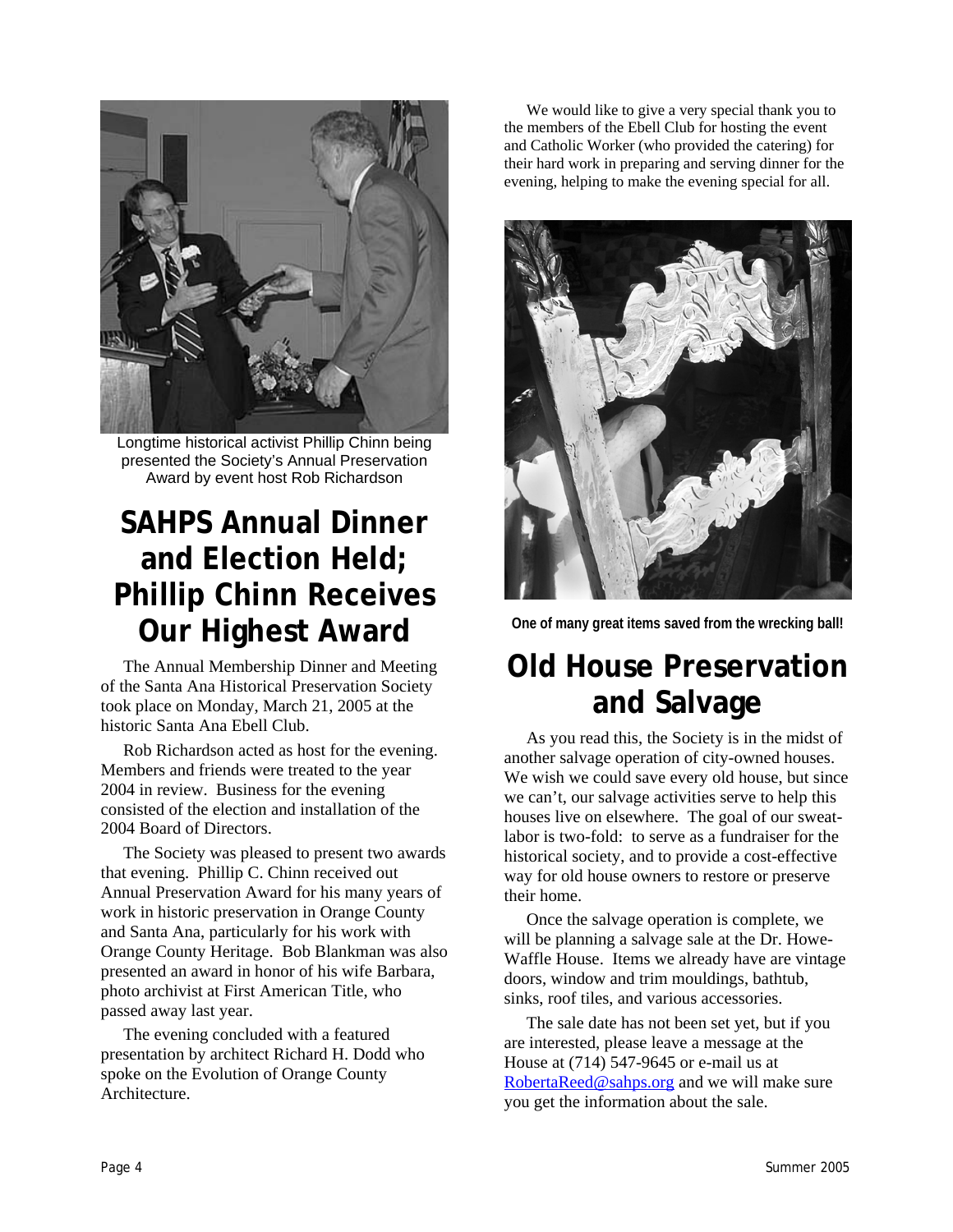Longtime historical activist Phillip Chinn being presented the Society's Annual Preservation Award by event host Rob Richardson

# SAHPS Annual Dinner and Election Held; Phillip Chinn Receives Our Highest Award

The Annual Membership Dinner and Meeting of the Santa Ana Historical Preservation Society took place on Monday, March 21, 2005 at the historic Santa Ana Ebell Club.

Rob Richardson acted as host for the evening. Members and friends were treated to the year 2004 in review. Business for the evening consisted of the election and installation of the 2004 Board of Directors.

The Society was pleased to present two awards that evening. Phillip C. Chinn received out Annual Preservation Award for his many years of work in historic preservation in Orange County and Santa Ana, particularly for his work with Orange County Heritage. Bob Blankman was also presented an award in honor of his wife Barbara, photo archivist at First American Title, who passed away last year.

The evening concluded with a featured presentation by architect Richard H. Dodd who spoke on the Evolution of Orange County Architecture.

We would like to give a very special thank you to the members of the Ebell Club for hosting the event and Catholic Worker (who provided the catering) for their hard work in preparing and serving dinner for the evening, helping to make the evening special for all.

**One of many great items saved from the wrecking ball!**

# Old House Preservation and Salvage

As you read this, the Society is in the midst of another salvage operation of city-owned houses. We wish we could save every old house, but since we can't, our salvage activities serve to help this houses live on elsewhere. The goal of our sweat-labor is two-fold: to serve as a fundraiser for the historical society, and to provide a cost-effective way for old house owners to restore or preserve their home.

Once the salvage operation is complete, we will be planning a salvage sale at the Dr. Howe-Waffle House. Items we already have are vintage doors, window and trim mouldings, bathtub, sinks, roof tiles, and various accessories.

The sale date has not been set yet, but if you are interested, please leave a message at the House at (714) 547-9645 or e-mail us at RobertaReed@sahps.org and we will make sure you get the information about the sale.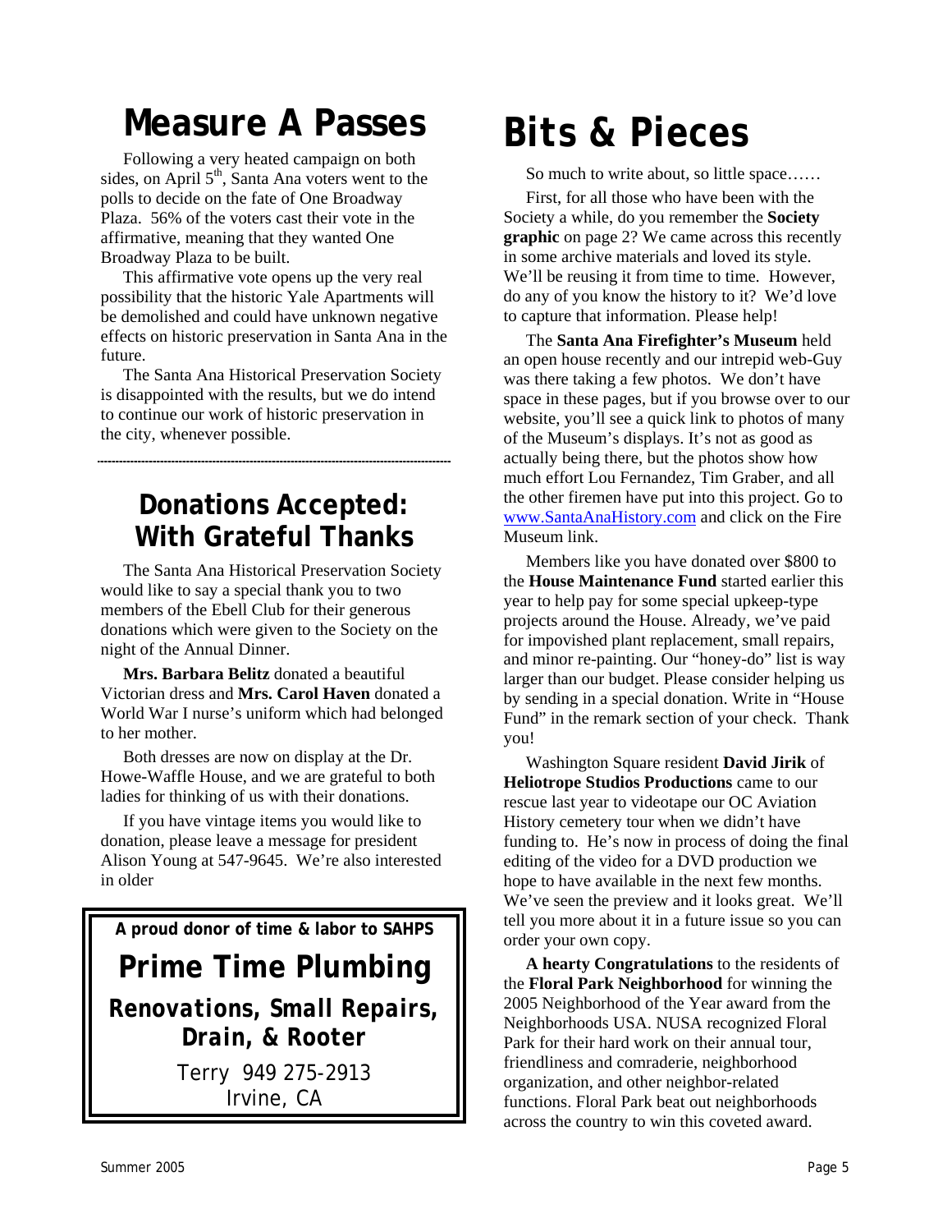# Measure A Passes

Following a very heated campaign on both sides, on April 5th, Santa Ana voters went to the polls to decide on the fate of One Broadway Plaza. 56% of the voters cast their vote in the affirmative, meaning that they wanted One Broadway Plaza to be built.

This affirmative vote opens up the very real possibility that the historic Yale Apartments will be demolished and could have unknown negative effects on historic preservation in Santa Ana in the future.

The Santa Ana Historical Preservation Society is disappointed with the results, but we do intend to continue our work of historic preservation in the city, whenever possible.

---

## Donations Accepted: With Grateful Thanks

The Santa Ana Historical Preservation Society would like to say a special thank you to two members of the Ebell Club for their generous donations which were given to the Society on the night of the Annual Dinner.

**Mrs. Barbara Belitz** donated a beautiful Victorian dress and **Mrs. Carol Haven** donated a World War I nurse's uniform which had belonged to her mother.

Both dresses are now on display at the Dr. Howe-Waffle House, and we are grateful to both ladies for thinking of us with their donations.

If you have vintage items you would like to donation, please leave a message for president Alison Young at 547-9645. We're also interested in older

---

**A proud donor of time & labor to SAHPS**

**Prime Time Plumbing**

***Renovations, Small Repairs, Drain, & Rooter***

Terry 949 275-2913
Irvine, CA

---

# Bits & Pieces

So much to write about, so little space……

First, for all those who have been with the Society a while, do you remember the **Society graphic** on page 2? We came across this recently in some archive materials and loved its style. We'll be reusing it from time to time. However, do any of you know the history to it? We'd love to capture that information. Please help!

The **Santa Ana Firefighter's Museum** held an open house recently and our intrepid web-Guy was there taking a few photos. We don't have space in these pages, but if you browse over to our website, you'll see a quick link to photos of many of the Museum's displays. It's not as good as actually being there, but the photos show how much effort Lou Fernandez, Tim Graber, and all the other firemen have put into this project. Go to www.SantaAnaHistory.com and click on the Fire Museum link.

Members like you have donated over $800 to the **House Maintenance Fund** started earlier this year to help pay for some special upkeep-type projects around the House. Already, we've paid for impovished plant replacement, small repairs, and minor re-painting. Our "honey-do" list is way larger than our budget. Please consider helping us by sending in a special donation. Write in "House Fund" in the remark section of your check. Thank you!

Washington Square resident **David Jirik** of **Heliotrope Studios Productions** came to our rescue last year to videotape our OC Aviation History cemetery tour when we didn't have funding to. He's now in process of doing the final editing of the video for a DVD production we hope to have available in the next few months. We've seen the preview and it looks great. We'll tell you more about it in a future issue so you can order your own copy.

**A hearty Congratulations** to the residents of the **Floral Park Neighborhood** for winning the 2005 Neighborhood of the Year award from the Neighborhoods USA. NUSA recognized Floral Park for their hard work on their annual tour, friendliness and comraderie, neighborhood organization, and other neighbor-related functions. Floral Park beat out neighborhoods across the country to win this coveted award.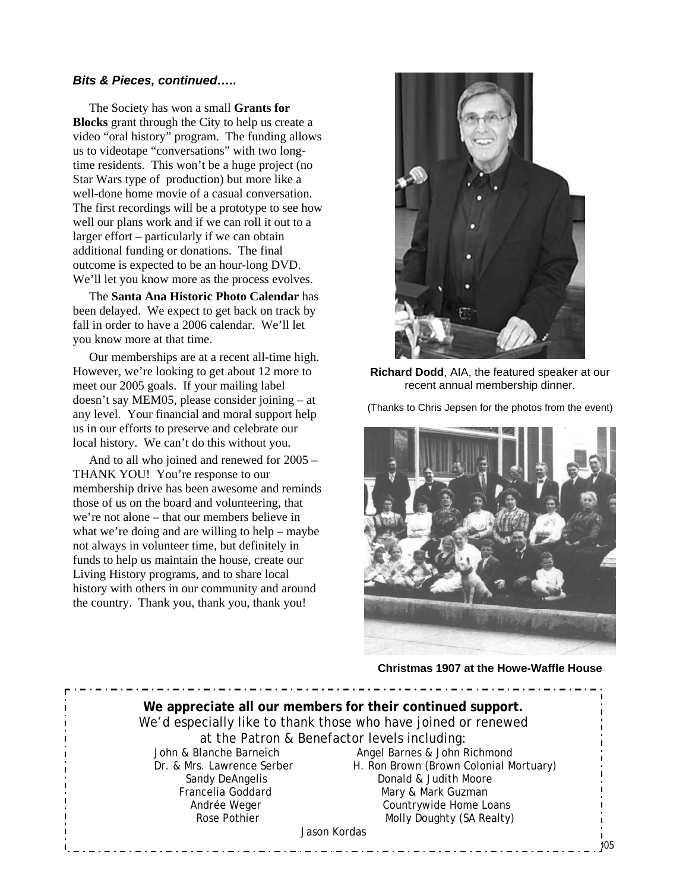***Bits & Pieces, continued…..***

The Society has won a small **Grants for Blocks** grant through the City to help us create a video "oral history" program. The funding allows us to videotape "conversations" with two long-time residents. This won't be a huge project (no Star Wars type of production) but more like a well-done home movie of a casual conversation. The first recordings will be a prototype to see how well our plans work and if we can roll it out to a larger effort – particularly if we can obtain additional funding or donations. The final outcome is expected to be an hour-long DVD. We'll let you know more as the process evolves.

The **Santa Ana Historic Photo Calendar** has been delayed. We expect to get back on track by fall in order to have a 2006 calendar. We'll let you know more at that time.

Our memberships are at a recent all-time high. However, we're looking to get about 12 more to meet our 2005 goals. If your mailing label doesn't say MEM05, please consider joining – at any level. Your financial and moral support help us in our efforts to preserve and celebrate our local history. We can't do this without you.

And to all who joined and renewed for 2005 – THANK YOU! You're response to our membership drive has been awesome and reminds those of us on the board and volunteering, that we're not alone – that our members believe in what we're doing and are willing to help – maybe not always in volunteer time, but definitely in funds to help us maintain the house, create our Living History programs, and to share local history with others in our community and around the country. Thank you, thank you, thank you!

**Richard Dodd**, AIA, the featured speaker at our recent annual membership dinner.

(Thanks to Chris Jepsen for the photos from the event)

**Christmas 1907 at the Howe-Waffle House**

**We appreciate all our members for their continued support.**
We'd especially like to thank those who have joined or renewed at the Patron & Benefactor levels including:

John & Blanche Barneich
Dr. & Mrs. Lawrence Serber
Sandy DeAngelis
Francelia Goddard
Andrée Weger
Rose Pothier
Angel Barnes & John Richmond
H. Ron Brown (Brown Colonial Mortuary)
Donald & Judith Moore
Mary & Mark Guzman
Countrywide Home Loans
Molly Doughty (SA Realty)
Jason Kordas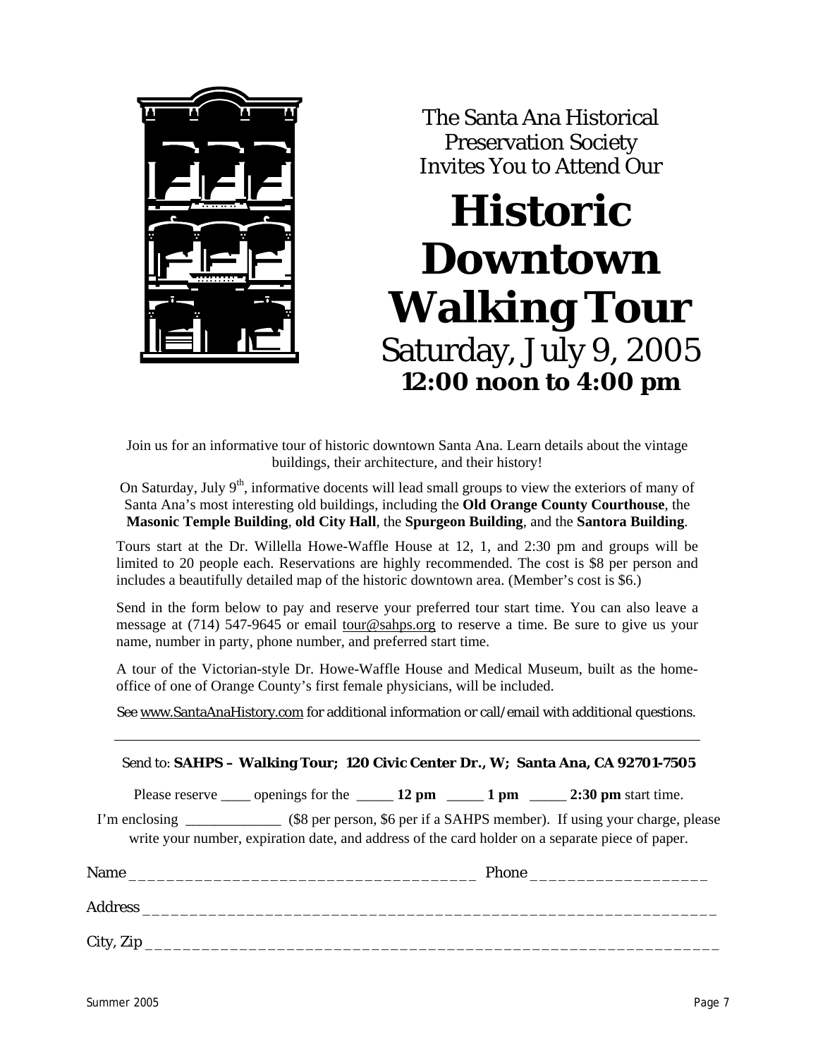The Santa Ana Historical Preservation Society Invites You to Attend Our

# Historic Downtown Walking Tour

## Saturday, July 9, 2005

**12:00 noon to 4:00 pm**

Join us for an informative tour of historic downtown Santa Ana. Learn details about the vintage buildings, their architecture, and their history!

On Saturday, July 9th, informative docents will lead small groups to view the exteriors of many of Santa Ana's most interesting old buildings, including the **Old Orange County Courthouse**, the **Masonic Temple Building**, **old City Hall**, the **Spurgeon Building**, and the **Santora Building**.

Tours start at the Dr. Willella Howe-Waffle House at 12, 1, and 2:30 pm and groups will be limited to 20 people each. Reservations are highly recommended. The cost is $8 per person and includes a beautifully detailed map of the historic downtown area. (Member's cost is $6.)

Send in the form below to pay and reserve your preferred tour start time. You can also leave a message at (714) 547-9645 or email tour@sahps.org to reserve a time. Be sure to give us your name, number in party, phone number, and preferred start time.

A tour of the Victorian-style Dr. Howe-Waffle House and Medical Museum, built as the home-office of one of Orange County's first female physicians, will be included.

See www.SantaAnaHistory.com for additional information or call/email with additional questions.

---

Send to: **SAHPS – Walking Tour; 120 Civic Center Dr., W; Santa Ana, CA 92701-7505**

Please reserve ____ openings for the _____ **12 pm** _____ **1 pm** _____ **2:30 pm** start time.

I'm enclosing _____________ ($8 per person, $6 per if a SAHPS member). If using your charge, please write your number, expiration date, and address of the card holder on a separate piece of paper.

Name ______________________________________ Phone ___________________

Address ______________________________________________________________

City, Zip ______________________________________________________________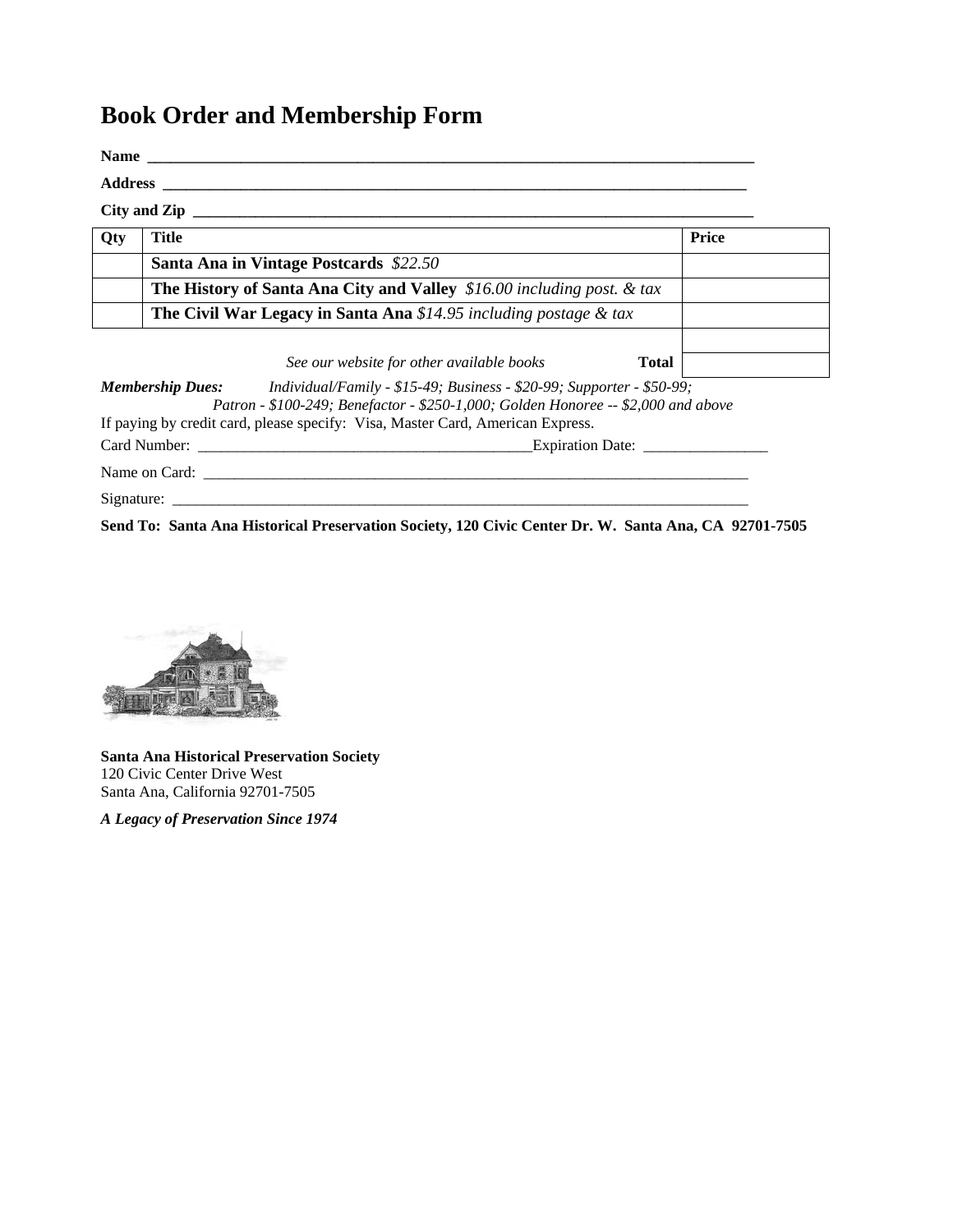# Book Order and Membership Form

**Name** ___________________________________________________________________________

**Address** _________________________________________________________________________

**City and Zip** _____________________________________________________________________

| Qty | Title | Price |
|---|---|---|
| | **Santa Ana in Vintage Postcards** *$22.50* | |
| | **The History of Santa Ana City and Valley** *$16.00 including post. & tax* | |
| | **The Civil War Legacy in Santa Ana** *$14.95 including postage & tax* | |
| | | |
| | *See our website for other available books* **Total** | |

***Membership Dues:*** *Individual/Family - $15-49; Business - $20-99; Supporter - $50-99; Patron - $100-249; Benefactor - $250-1,000; Golden Honoree -- $2,000 and above*

If paying by credit card, please specify: Visa, Master Card, American Express.

Card Number: ____________________________________________Expiration Date: ________________

Name on Card: ________________________________________________________________________

Signature: ___________________________________________________________________________

**Send To: Santa Ana Historical Preservation Society, 120 Civic Center Dr. W. Santa Ana, CA 92701-7505**

**Santa Ana Historical Preservation Society**
120 Civic Center Drive West
Santa Ana, California 92701-7505

***A Legacy of Preservation Since 1974***